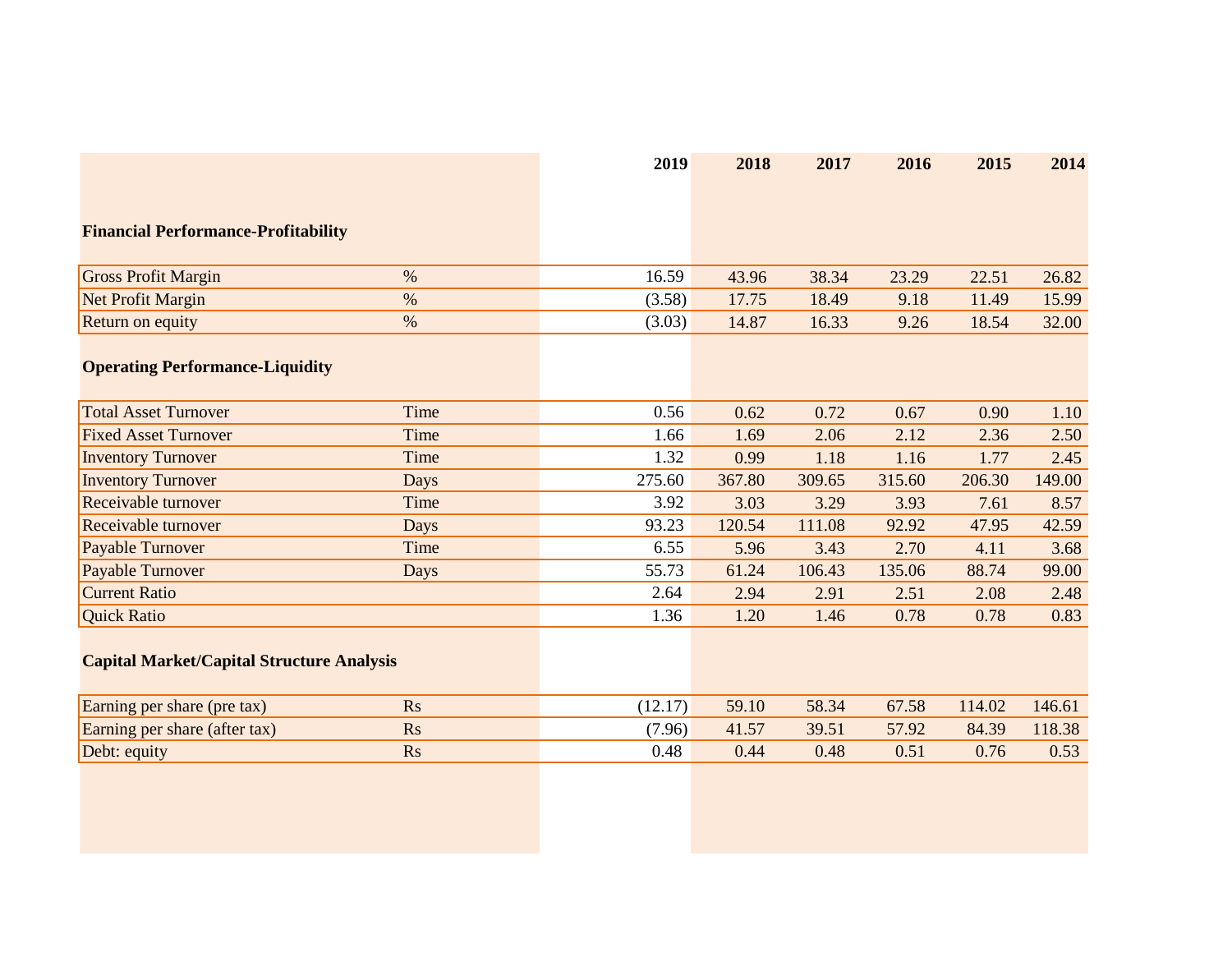| | | 2019 | 2018 | 2017 | 2016 | 2015 | 2014 |
|---|---|---|---|---|---|---|---|
| **Financial Performance-Profitability** | | | | | | | |
| Gross Profit Margin | % | 16.59 | 43.96 | 38.34 | 23.29 | 22.51 | 26.82 |
| Net Profit Margin | % | (3.58) | 17.75 | 18.49 | 9.18 | 11.49 | 15.99 |
| Return on equity | % | (3.03) | 14.87 | 16.33 | 9.26 | 18.54 | 32.00 |
| **Operating Performance-Liquidity** | | | | | | | |
| Total Asset Turnover | Time | 0.56 | 0.62 | 0.72 | 0.67 | 0.90 | 1.10 |
| Fixed Asset Turnover | Time | 1.66 | 1.69 | 2.06 | 2.12 | 2.36 | 2.50 |
| Inventory Turnover | Time | 1.32 | 0.99 | 1.18 | 1.16 | 1.77 | 2.45 |
| Inventory Turnover | Days | 275.60 | 367.80 | 309.65 | 315.60 | 206.30 | 149.00 |
| Receivable turnover | Time | 3.92 | 3.03 | 3.29 | 3.93 | 7.61 | 8.57 |
| Receivable turnover | Days | 93.23 | 120.54 | 111.08 | 92.92 | 47.95 | 42.59 |
| Payable Turnover | Time | 6.55 | 5.96 | 3.43 | 2.70 | 4.11 | 3.68 |
| Payable Turnover | Days | 55.73 | 61.24 | 106.43 | 135.06 | 88.74 | 99.00 |
| Current Ratio | | 2.64 | 2.94 | 2.91 | 2.51 | 2.08 | 2.48 |
| Quick Ratio | | 1.36 | 1.20 | 1.46 | 0.78 | 0.78 | 0.83 |
| **Capital Market/Capital Structure Analysis** | | | | | | | |
| Earning per share (pre tax) | Rs | (12.17) | 59.10 | 58.34 | 67.58 | 114.02 | 146.61 |
| Earning per share (after tax) | Rs | (7.96) | 41.57 | 39.51 | 57.92 | 84.39 | 118.38 |
| Debt: equity | Rs | 0.48 | 0.44 | 0.48 | 0.51 | 0.76 | 0.53 |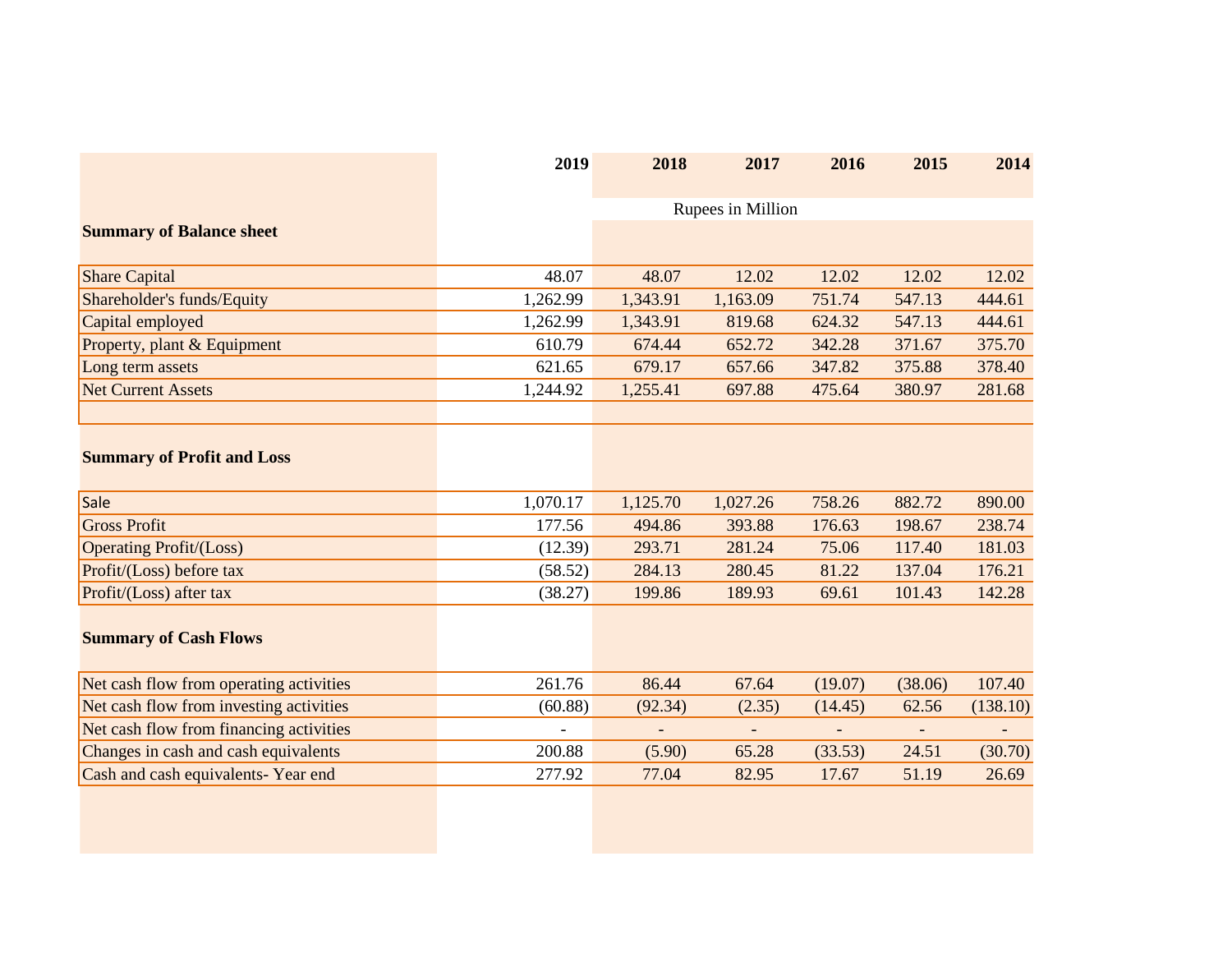| | 2019 | 2018 | 2017 | 2016 | 2015 | 2014 |
|---|---|---|---|---|---|---|
| | | Rupees in Million | | | | |
| **Summary of Balance sheet** | | | | | | |
| Share Capital | 48.07 | 48.07 | 12.02 | 12.02 | 12.02 | 12.02 |
| Shareholder's funds/Equity | 1,262.99 | 1,343.91 | 1,163.09 | 751.74 | 547.13 | 444.61 |
| Capital employed | 1,262.99 | 1,343.91 | 819.68 | 624.32 | 547.13 | 444.61 |
| Property, plant & Equipment | 610.79 | 674.44 | 652.72 | 342.28 | 371.67 | 375.70 |
| Long term assets | 621.65 | 679.17 | 657.66 | 347.82 | 375.88 | 378.40 |
| Net Current Assets | 1,244.92 | 1,255.41 | 697.88 | 475.64 | 380.97 | 281.68 |
| **Summary of Profit and Loss** | | | | | | |
| Sale | 1,070.17 | 1,125.70 | 1,027.26 | 758.26 | 882.72 | 890.00 |
| Gross Profit | 177.56 | 494.86 | 393.88 | 176.63 | 198.67 | 238.74 |
| Operating Profit/(Loss) | (12.39) | 293.71 | 281.24 | 75.06 | 117.40 | 181.03 |
| Profit/(Loss) before tax | (58.52) | 284.13 | 280.45 | 81.22 | 137.04 | 176.21 |
| Profit/(Loss) after tax | (38.27) | 199.86 | 189.93 | 69.61 | 101.43 | 142.28 |
| **Summary of Cash Flows** | | | | | | |
| Net cash flow from operating activities | 261.76 | 86.44 | 67.64 | (19.07) | (38.06) | 107.40 |
| Net cash flow from investing activities | (60.88) | (92.34) | (2.35) | (14.45) | 62.56 | (138.10) |
| Net cash flow from financing activities | - | - | - | - | - | - |
| Changes in cash and cash equivalents | 200.88 | (5.90) | 65.28 | (33.53) | 24.51 | (30.70) |
| Cash and cash equivalents- Year end | 277.92 | 77.04 | 82.95 | 17.67 | 51.19 | 26.69 |